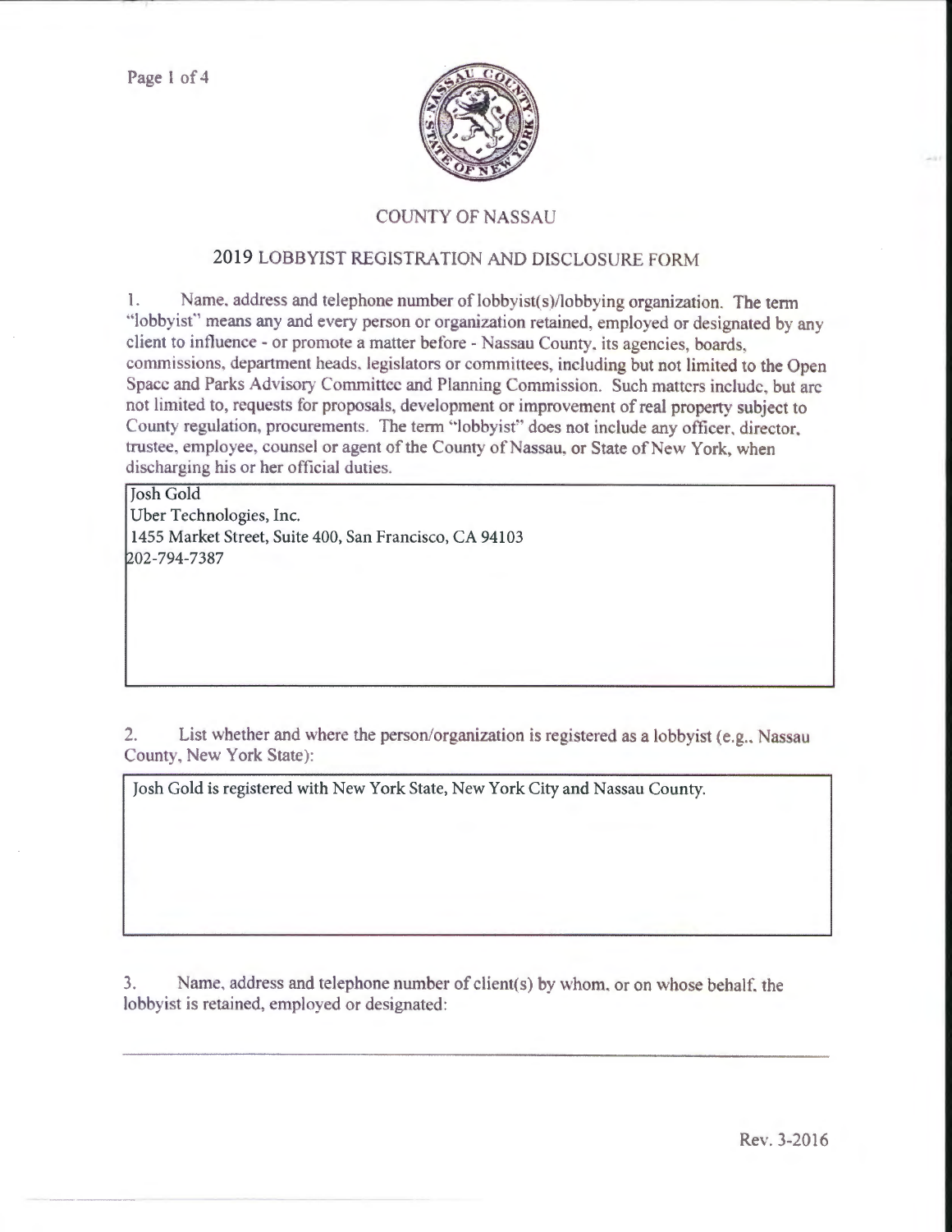# COUNTY OF NASSAU

## 2019 LOBBYIST REGISTRATION AND DISCLOSURE FORM

1. Name, address and telephone number of lobbyist(s)/lobbying organization. The term "lobbyist" means any and every person or organization retained, employed or designated by any client to influence - or promote a matter before - Nassau County, its agencies, boards, commissions, department heads, legislators or committees, including but not limited to the Open Space and Parks Advisory Committee and Planning Commission. Such matters include, but are not limited to, requests for proposals, development or improvement of real property subject to County regulation, procurements. The term "lobbyist" does not include any officer, director, trustee, employee, counsel or agent of the County of Nassau, or State of New York, when discharging his or her official duties.

Josh Gold
Uber Technologies, Inc.
1455 Market Street, Suite 400, San Francisco, CA 94103
202-794-7387

2. List whether and where the person/organization is registered as a lobbyist (e.g., Nassau County, New York State):

Josh Gold is registered with New York State, New York City and Nassau County.

3. Name, address and telephone number of client(s) by whom, or on whose behalf, the lobbyist is retained, employed or designated:

Rev. 3-2016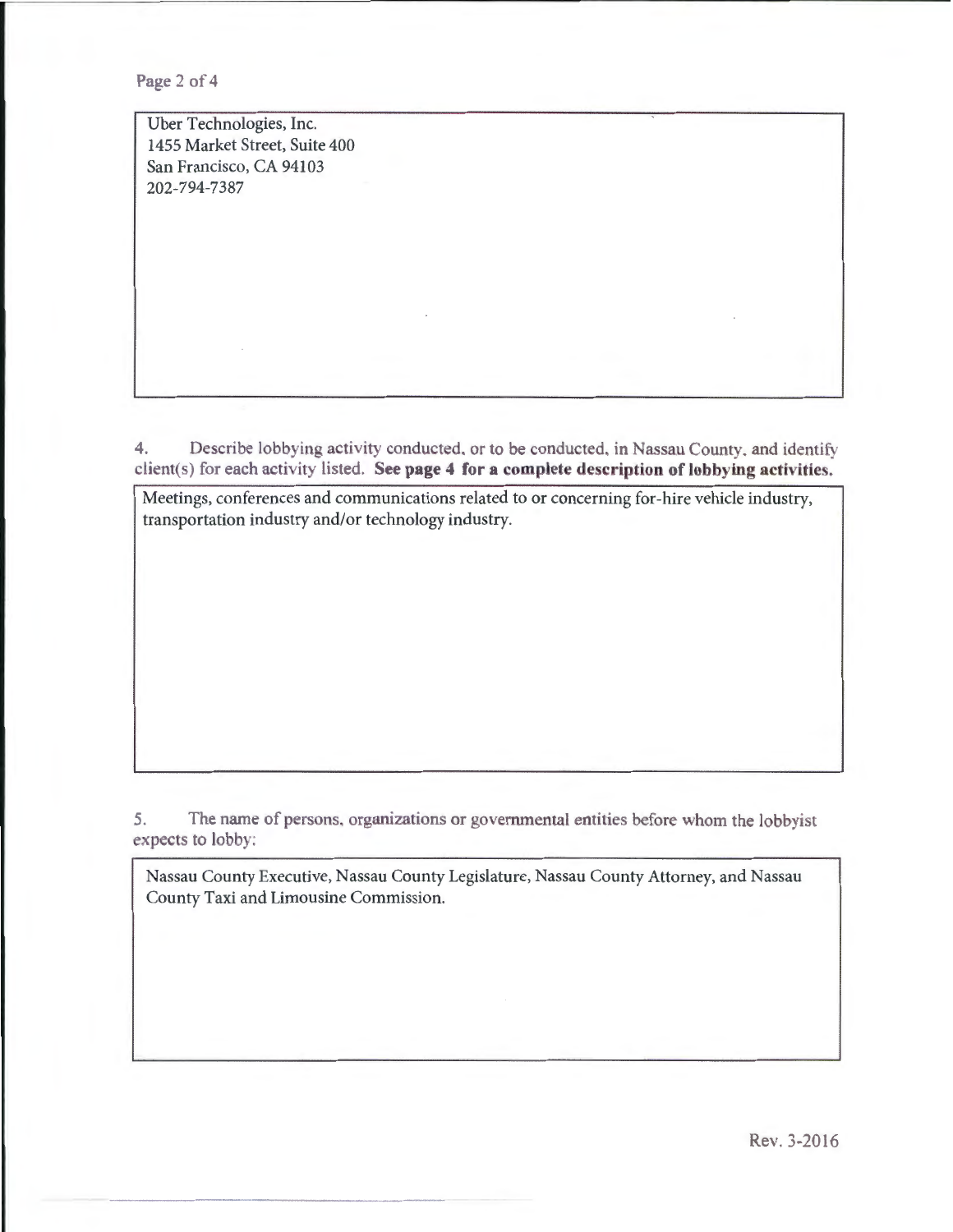Uber Technologies, Inc.
1455 Market Street, Suite 400
San Francisco, CA 94103
202-794-7387

4. Describe lobbying activity conducted, or to be conducted, in Nassau County, and identify client(s) for each activity listed. **See page 4 for a complete description of lobbying activities.**

Meetings, conferences and communications related to or concerning for-hire vehicle industry, transportation industry and/or technology industry.

5. The name of persons, organizations or governmental entities before whom the lobbyist expects to lobby:

Nassau County Executive, Nassau County Legislature, Nassau County Attorney, and Nassau County Taxi and Limousine Commission.

Rev. 3-2016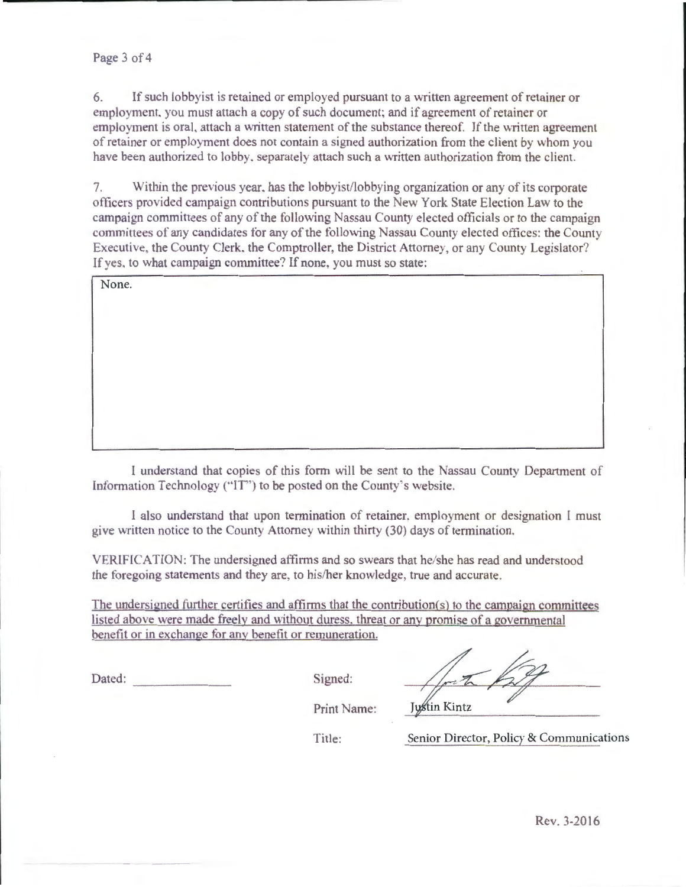6. If such lobbyist is retained or employed pursuant to a written agreement of retainer or employment, you must attach a copy of such document; and if agreement of retainer or employment is oral, attach a written statement of the substance thereof. If the written agreement of retainer or employment does not contain a signed authorization from the client by whom you have been authorized to lobby, separately attach such a written authorization from the client.

7. Within the previous year, has the lobbyist/lobbying organization or any of its corporate officers provided campaign contributions pursuant to the New York State Election Law to the campaign committees of any of the following Nassau County elected officials or to the campaign committees of any candidates for any of the following Nassau County elected offices: the County Executive, the County Clerk, the Comptroller, the District Attorney, or any County Legislator? If yes, to what campaign committee? If none, you must so state:

None.

I understand that copies of this form will be sent to the Nassau County Department of Information Technology ("IT") to be posted on the County's website.

I also understand that upon termination of retainer, employment or designation I must give written notice to the County Attorney within thirty (30) days of termination.

VERIFICATION: The undersigned affirms and so swears that he/she has read and understood the foregoing statements and they are, to his/her knowledge, true and accurate.

The undersigned further certifies and affirms that the contribution(s) to the campaign committees listed above were made freely and without duress, threat or any promise of a governmental benefit or in exchange for any benefit or remuneration.

Dated: ______________

Signed: ______________

Print Name: Justin Kintz

Title: Senior Director, Policy & Communications

Rev. 3-2016